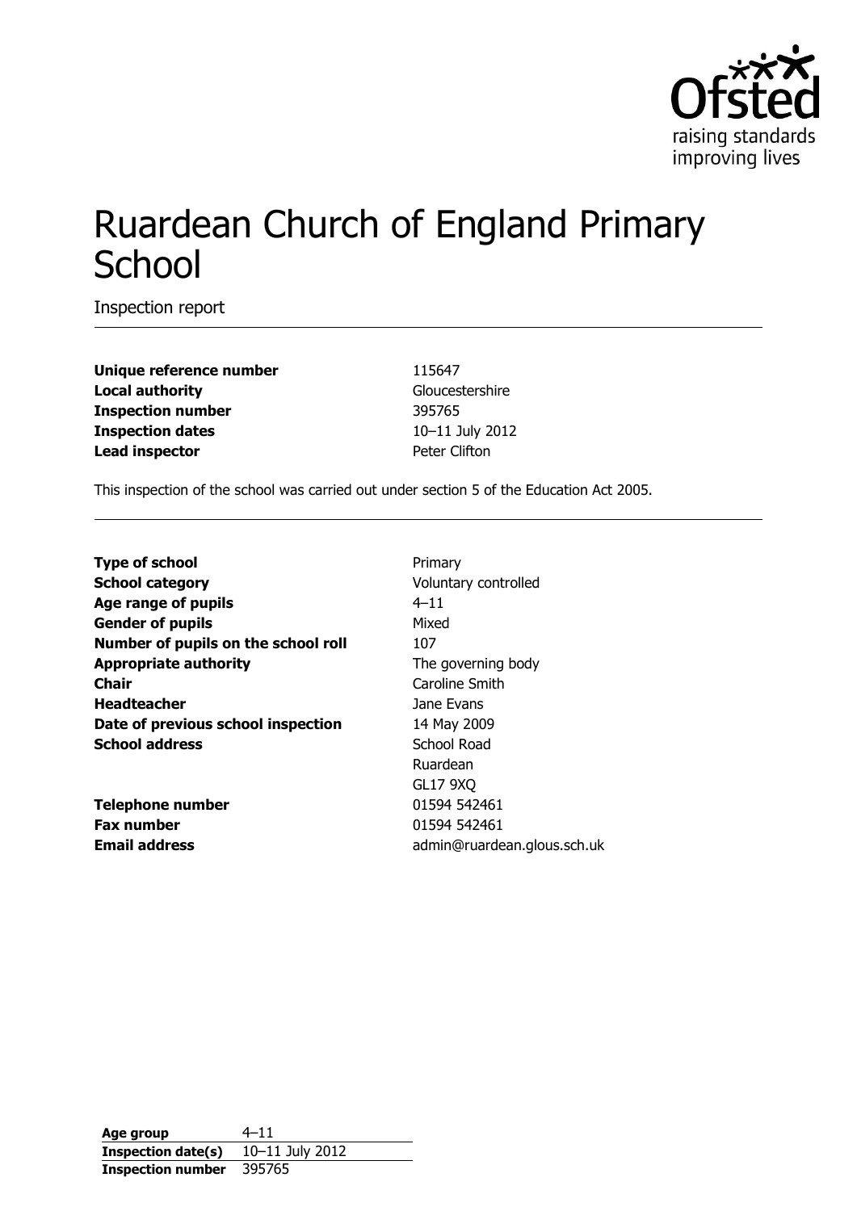# Ruardean Church of England Primary School

Inspection report

| | |
|---|---|
| **Unique reference number** | 115647 |
| **Local authority** | Gloucestershire |
| **Inspection number** | 395765 |
| **Inspection dates** | 10–11 July 2012 |
| **Lead inspector** | Peter Clifton |

This inspection of the school was carried out under section 5 of the Education Act 2005.

| | |
|---|---|
| **Type of school** | Primary |
| **School category** | Voluntary controlled |
| **Age range of pupils** | 4–11 |
| **Gender of pupils** | Mixed |
| **Number of pupils on the school roll** | 107 |
| **Appropriate authority** | The governing body |
| **Chair** | Caroline Smith |
| **Headteacher** | Jane Evans |
| **Date of previous school inspection** | 14 May 2009 |
| **School address** | School Road<br>Ruardean<br>GL17 9XQ |
| **Telephone number** | 01594 542461 |
| **Fax number** | 01594 542461 |
| **Email address** | admin@ruardean.glous.sch.uk |

| | |
|---|---|
| **Age group** | 4–11 |
| **Inspection date(s)** | 10–11 July 2012 |
| **Inspection number** | 395765 |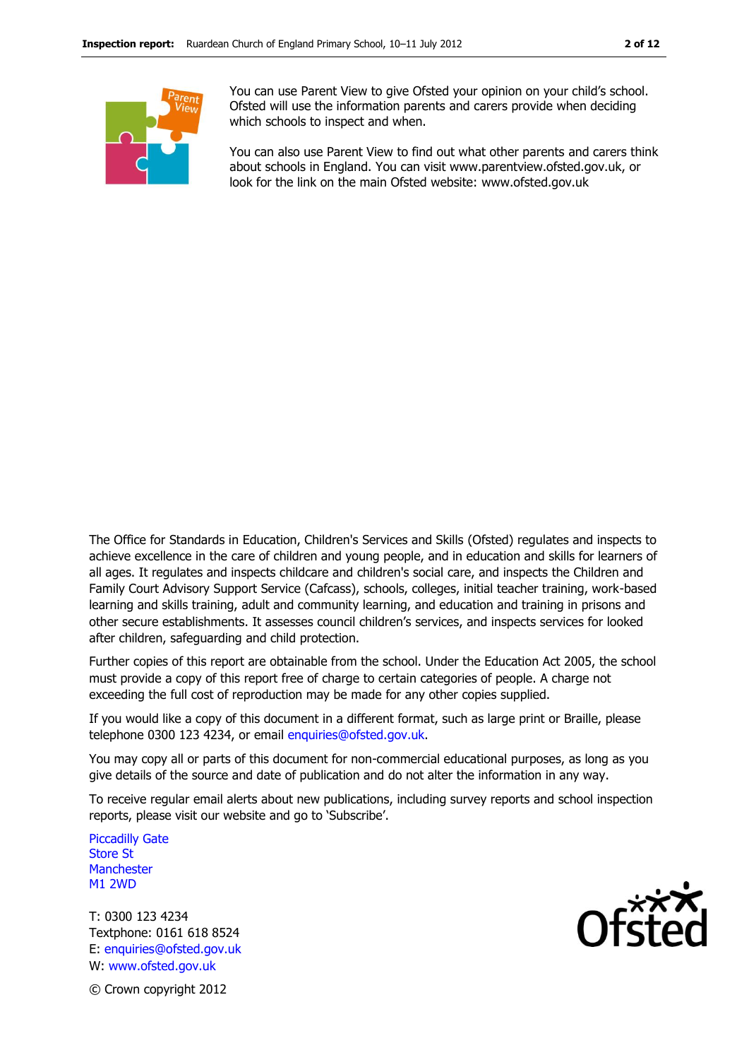You can use Parent View to give Ofsted your opinion on your child's school. Ofsted will use the information parents and carers provide when deciding which schools to inspect and when.

You can also use Parent View to find out what other parents and carers think about schools in England. You can visit www.parentview.ofsted.gov.uk, or look for the link on the main Ofsted website: www.ofsted.gov.uk

The Office for Standards in Education, Children's Services and Skills (Ofsted) regulates and inspects to achieve excellence in the care of children and young people, and in education and skills for learners of all ages. It regulates and inspects childcare and children's social care, and inspects the Children and Family Court Advisory Support Service (Cafcass), schools, colleges, initial teacher training, work-based learning and skills training, adult and community learning, and education and training in prisons and other secure establishments. It assesses council children's services, and inspects services for looked after children, safeguarding and child protection.

Further copies of this report are obtainable from the school. Under the Education Act 2005, the school must provide a copy of this report free of charge to certain categories of people. A charge not exceeding the full cost of reproduction may be made for any other copies supplied.

If you would like a copy of this document in a different format, such as large print or Braille, please telephone 0300 123 4234, or email enquiries@ofsted.gov.uk.

You may copy all or parts of this document for non-commercial educational purposes, as long as you give details of the source and date of publication and do not alter the information in any way.

To receive regular email alerts about new publications, including survey reports and school inspection reports, please visit our website and go to 'Subscribe'.

Piccadilly Gate
Store St
Manchester
M1 2WD

T: 0300 123 4234
Textphone: 0161 618 8524
E: enquiries@ofsted.gov.uk
W: www.ofsted.gov.uk

© Crown copyright 2012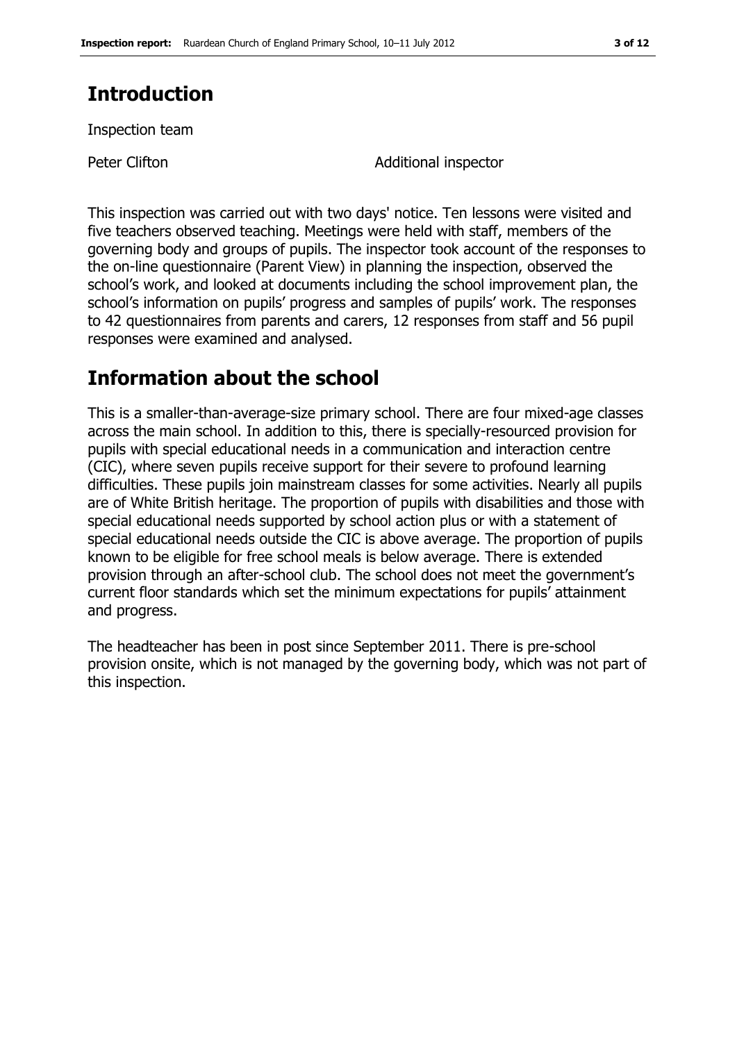# Introduction

Inspection team

| | |
|---|---|
| Peter Clifton | Additional inspector |

This inspection was carried out with two days' notice. Ten lessons were visited and five teachers observed teaching. Meetings were held with staff, members of the governing body and groups of pupils. The inspector took account of the responses to the on-line questionnaire (Parent View) in planning the inspection, observed the school's work, and looked at documents including the school improvement plan, the school's information on pupils' progress and samples of pupils' work. The responses to 42 questionnaires from parents and carers, 12 responses from staff and 56 pupil responses were examined and analysed.

# Information about the school

This is a smaller-than-average-size primary school. There are four mixed-age classes across the main school. In addition to this, there is specially-resourced provision for pupils with special educational needs in a communication and interaction centre (CIC), where seven pupils receive support for their severe to profound learning difficulties. These pupils join mainstream classes for some activities. Nearly all pupils are of White British heritage. The proportion of pupils with disabilities and those with special educational needs supported by school action plus or with a statement of special educational needs outside the CIC is above average. The proportion of pupils known to be eligible for free school meals is below average. There is extended provision through an after-school club. The school does not meet the government's current floor standards which set the minimum expectations for pupils' attainment and progress.

The headteacher has been in post since September 2011. There is pre-school provision onsite, which is not managed by the governing body, which was not part of this inspection.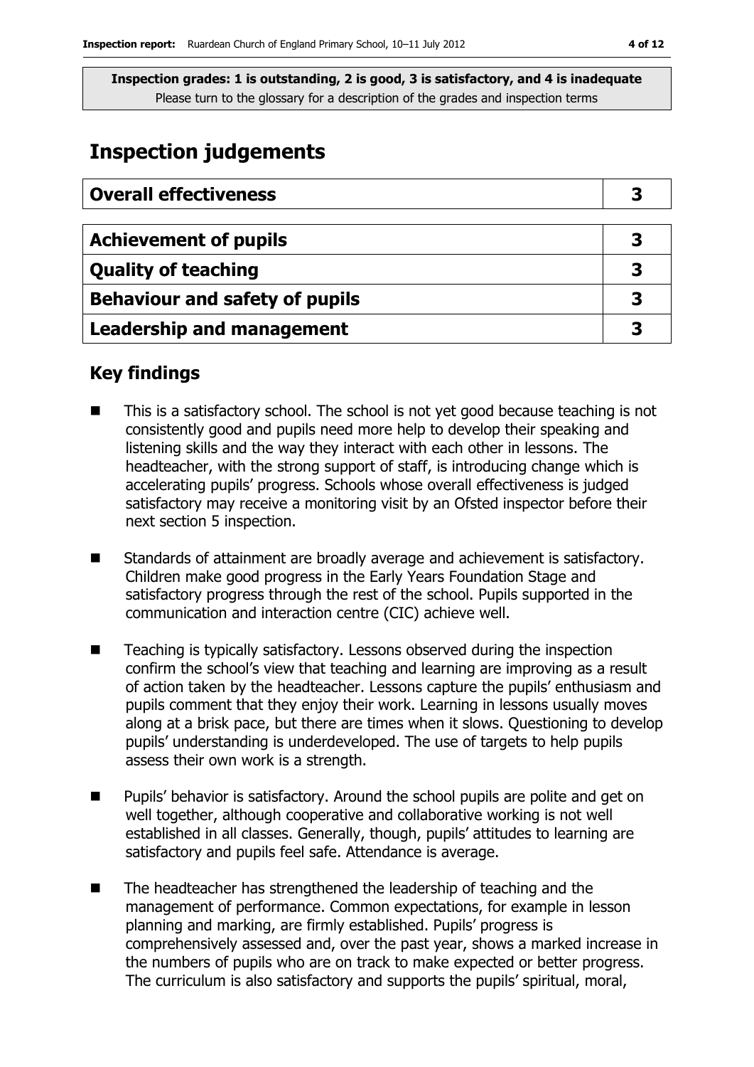**Inspection grades: 1 is outstanding, 2 is good, 3 is satisfactory, and 4 is inadequate**
Please turn to the glossary for a description of the grades and inspection terms

# Inspection judgements

| Overall effectiveness | 3 |
|---|---|

| Achievement of pupils | 3 |
|---|---|
| Quality of teaching | 3 |
| Behaviour and safety of pupils | 3 |
| Leadership and management | 3 |

## Key findings

- This is a satisfactory school. The school is not yet good because teaching is not consistently good and pupils need more help to develop their speaking and listening skills and the way they interact with each other in lessons. The headteacher, with the strong support of staff, is introducing change which is accelerating pupils' progress. Schools whose overall effectiveness is judged satisfactory may receive a monitoring visit by an Ofsted inspector before their next section 5 inspection.
- Standards of attainment are broadly average and achievement is satisfactory. Children make good progress in the Early Years Foundation Stage and satisfactory progress through the rest of the school. Pupils supported in the communication and interaction centre (CIC) achieve well.
- Teaching is typically satisfactory. Lessons observed during the inspection confirm the school's view that teaching and learning are improving as a result of action taken by the headteacher. Lessons capture the pupils' enthusiasm and pupils comment that they enjoy their work. Learning in lessons usually moves along at a brisk pace, but there are times when it slows. Questioning to develop pupils' understanding is underdeveloped. The use of targets to help pupils assess their own work is a strength.
- Pupils' behavior is satisfactory. Around the school pupils are polite and get on well together, although cooperative and collaborative working is not well established in all classes. Generally, though, pupils' attitudes to learning are satisfactory and pupils feel safe. Attendance is average.
- The headteacher has strengthened the leadership of teaching and the management of performance. Common expectations, for example in lesson planning and marking, are firmly established. Pupils' progress is comprehensively assessed and, over the past year, shows a marked increase in the numbers of pupils who are on track to make expected or better progress. The curriculum is also satisfactory and supports the pupils' spiritual, moral,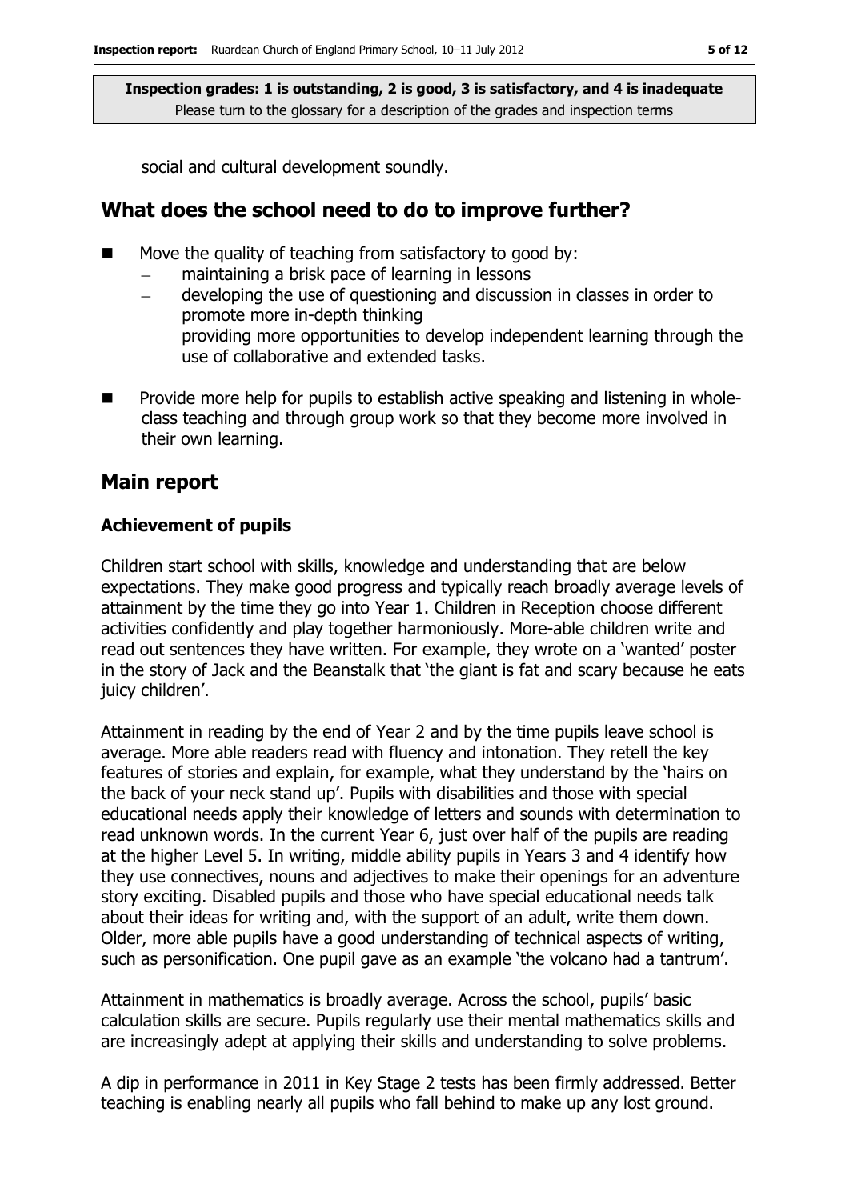social and cultural development soundly.

## What does the school need to do to improve further?

- Move the quality of teaching from satisfactory to good by:
  - maintaining a brisk pace of learning in lessons
  - developing the use of questioning and discussion in classes in order to promote more in-depth thinking
  - providing more opportunities to develop independent learning through the use of collaborative and extended tasks.
- Provide more help for pupils to establish active speaking and listening in whole-class teaching and through group work so that they become more involved in their own learning.

## Main report

### Achievement of pupils

Children start school with skills, knowledge and understanding that are below expectations. They make good progress and typically reach broadly average levels of attainment by the time they go into Year 1. Children in Reception choose different activities confidently and play together harmoniously. More-able children write and read out sentences they have written. For example, they wrote on a 'wanted' poster in the story of Jack and the Beanstalk that 'the giant is fat and scary because he eats juicy children'.

Attainment in reading by the end of Year 2 and by the time pupils leave school is average. More able readers read with fluency and intonation. They retell the key features of stories and explain, for example, what they understand by the 'hairs on the back of your neck stand up'. Pupils with disabilities and those with special educational needs apply their knowledge of letters and sounds with determination to read unknown words. In the current Year 6, just over half of the pupils are reading at the higher Level 5. In writing, middle ability pupils in Years 3 and 4 identify how they use connectives, nouns and adjectives to make their openings for an adventure story exciting. Disabled pupils and those who have special educational needs talk about their ideas for writing and, with the support of an adult, write them down. Older, more able pupils have a good understanding of technical aspects of writing, such as personification. One pupil gave as an example 'the volcano had a tantrum'.

Attainment in mathematics is broadly average. Across the school, pupils' basic calculation skills are secure. Pupils regularly use their mental mathematics skills and are increasingly adept at applying their skills and understanding to solve problems.

A dip in performance in 2011 in Key Stage 2 tests has been firmly addressed. Better teaching is enabling nearly all pupils who fall behind to make up any lost ground.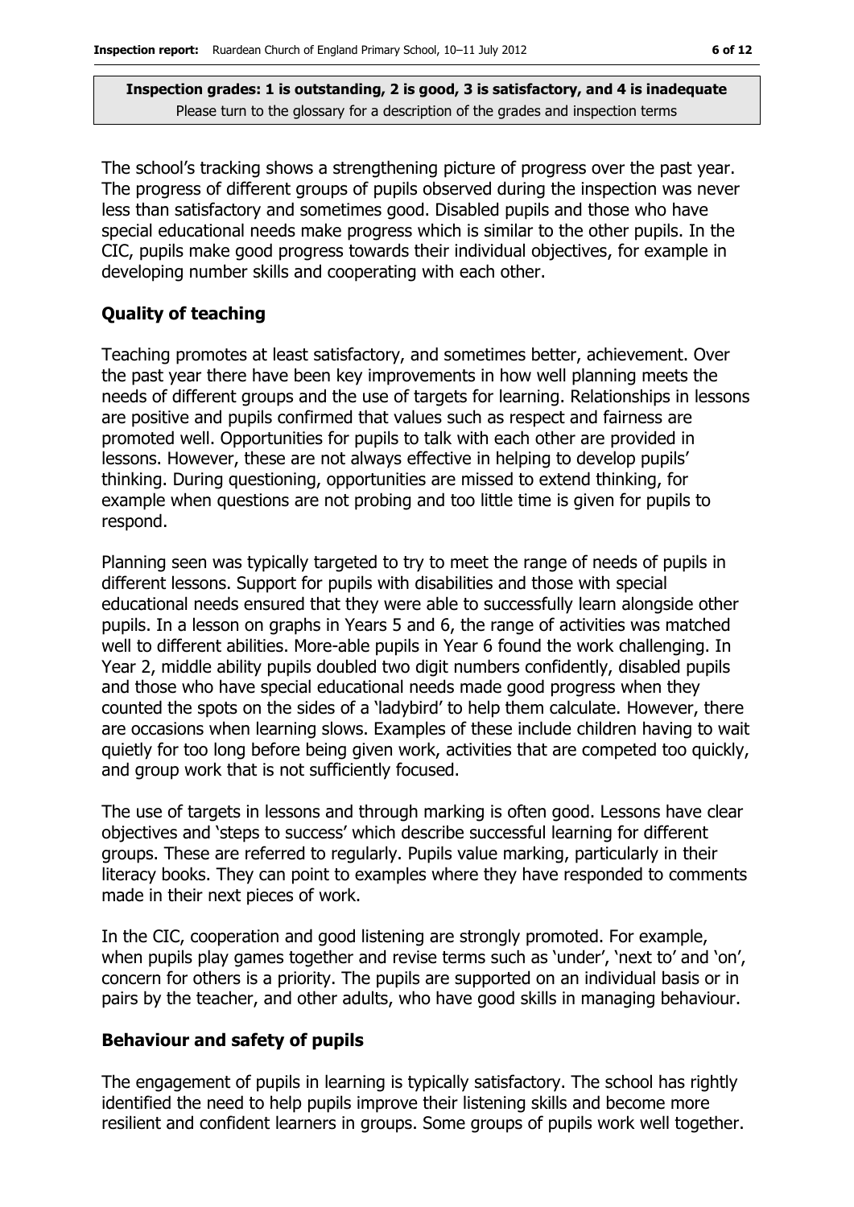**Inspection grades: 1 is outstanding, 2 is good, 3 is satisfactory, and 4 is inadequate**
Please turn to the glossary for a description of the grades and inspection terms

The school's tracking shows a strengthening picture of progress over the past year. The progress of different groups of pupils observed during the inspection was never less than satisfactory and sometimes good. Disabled pupils and those who have special educational needs make progress which is similar to the other pupils. In the CIC, pupils make good progress towards their individual objectives, for example in developing number skills and cooperating with each other.

## Quality of teaching

Teaching promotes at least satisfactory, and sometimes better, achievement. Over the past year there have been key improvements in how well planning meets the needs of different groups and the use of targets for learning. Relationships in lessons are positive and pupils confirmed that values such as respect and fairness are promoted well. Opportunities for pupils to talk with each other are provided in lessons. However, these are not always effective in helping to develop pupils' thinking. During questioning, opportunities are missed to extend thinking, for example when questions are not probing and too little time is given for pupils to respond.

Planning seen was typically targeted to try to meet the range of needs of pupils in different lessons. Support for pupils with disabilities and those with special educational needs ensured that they were able to successfully learn alongside other pupils. In a lesson on graphs in Years 5 and 6, the range of activities was matched well to different abilities. More-able pupils in Year 6 found the work challenging. In Year 2, middle ability pupils doubled two digit numbers confidently, disabled pupils and those who have special educational needs made good progress when they counted the spots on the sides of a 'ladybird' to help them calculate. However, there are occasions when learning slows. Examples of these include children having to wait quietly for too long before being given work, activities that are competed too quickly, and group work that is not sufficiently focused.

The use of targets in lessons and through marking is often good. Lessons have clear objectives and 'steps to success' which describe successful learning for different groups. These are referred to regularly. Pupils value marking, particularly in their literacy books. They can point to examples where they have responded to comments made in their next pieces of work.

In the CIC, cooperation and good listening are strongly promoted. For example, when pupils play games together and revise terms such as 'under', 'next to' and 'on', concern for others is a priority. The pupils are supported on an individual basis or in pairs by the teacher, and other adults, who have good skills in managing behaviour.

## Behaviour and safety of pupils

The engagement of pupils in learning is typically satisfactory. The school has rightly identified the need to help pupils improve their listening skills and become more resilient and confident learners in groups. Some groups of pupils work well together.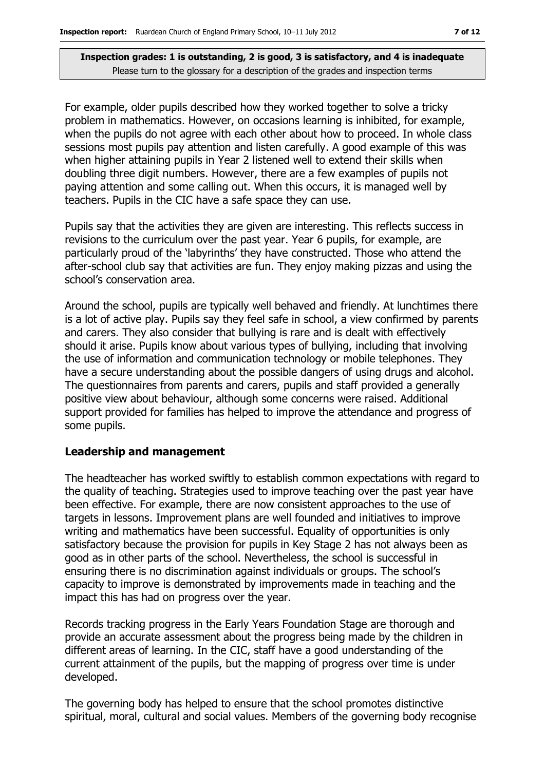For example, older pupils described how they worked together to solve a tricky problem in mathematics. However, on occasions learning is inhibited, for example, when the pupils do not agree with each other about how to proceed. In whole class sessions most pupils pay attention and listen carefully. A good example of this was when higher attaining pupils in Year 2 listened well to extend their skills when doubling three digit numbers. However, there are a few examples of pupils not paying attention and some calling out. When this occurs, it is managed well by teachers. Pupils in the CIC have a safe space they can use.

Pupils say that the activities they are given are interesting. This reflects success in revisions to the curriculum over the past year. Year 6 pupils, for example, are particularly proud of the 'labyrinths' they have constructed. Those who attend the after-school club say that activities are fun. They enjoy making pizzas and using the school's conservation area.

Around the school, pupils are typically well behaved and friendly. At lunchtimes there is a lot of active play. Pupils say they feel safe in school, a view confirmed by parents and carers. They also consider that bullying is rare and is dealt with effectively should it arise. Pupils know about various types of bullying, including that involving the use of information and communication technology or mobile telephones. They have a secure understanding about the possible dangers of using drugs and alcohol. The questionnaires from parents and carers, pupils and staff provided a generally positive view about behaviour, although some concerns were raised. Additional support provided for families has helped to improve the attendance and progress of some pupils.

## Leadership and management

The headteacher has worked swiftly to establish common expectations with regard to the quality of teaching. Strategies used to improve teaching over the past year have been effective. For example, there are now consistent approaches to the use of targets in lessons. Improvement plans are well founded and initiatives to improve writing and mathematics have been successful. Equality of opportunities is only satisfactory because the provision for pupils in Key Stage 2 has not always been as good as in other parts of the school. Nevertheless, the school is successful in ensuring there is no discrimination against individuals or groups. The school's capacity to improve is demonstrated by improvements made in teaching and the impact this has had on progress over the year.

Records tracking progress in the Early Years Foundation Stage are thorough and provide an accurate assessment about the progress being made by the children in different areas of learning. In the CIC, staff have a good understanding of the current attainment of the pupils, but the mapping of progress over time is under developed.

The governing body has helped to ensure that the school promotes distinctive spiritual, moral, cultural and social values. Members of the governing body recognise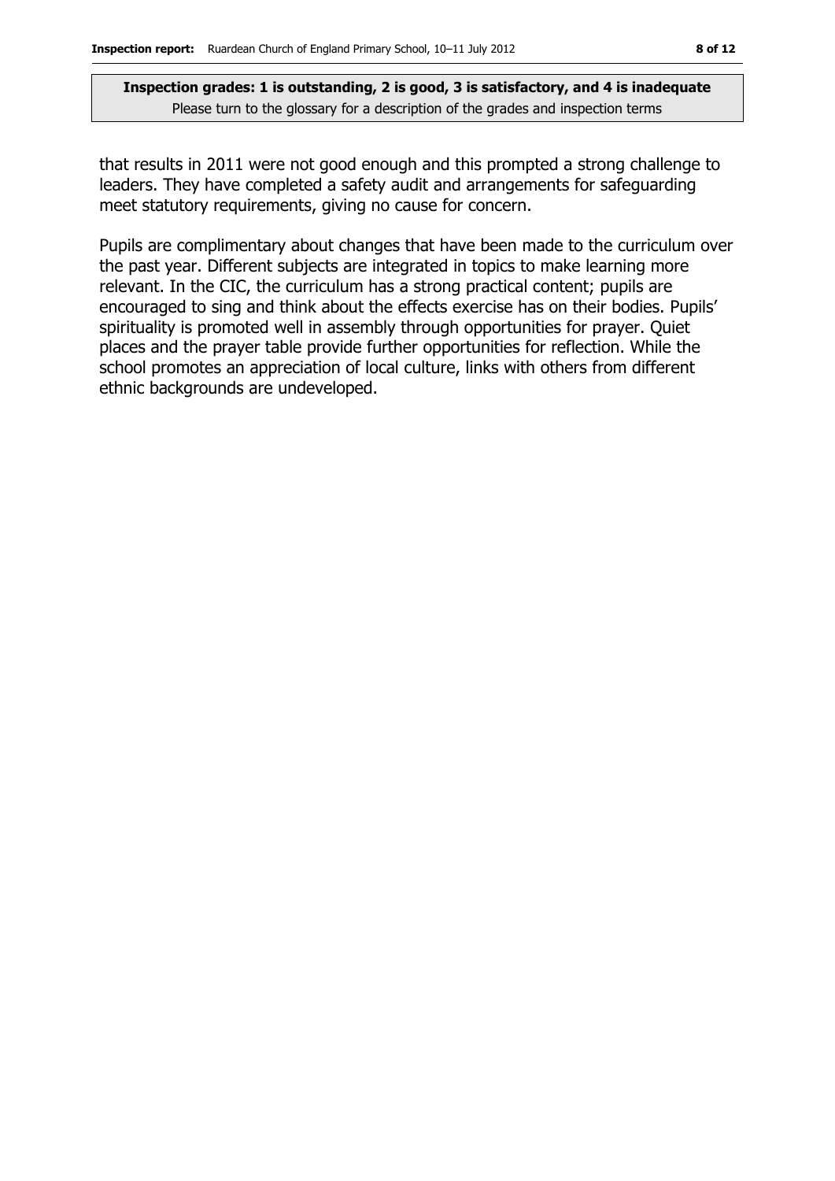that results in 2011 were not good enough and this prompted a strong challenge to leaders. They have completed a safety audit and arrangements for safeguarding meet statutory requirements, giving no cause for concern.

Pupils are complimentary about changes that have been made to the curriculum over the past year. Different subjects are integrated in topics to make learning more relevant. In the CIC, the curriculum has a strong practical content; pupils are encouraged to sing and think about the effects exercise has on their bodies. Pupils' spirituality is promoted well in assembly through opportunities for prayer. Quiet places and the prayer table provide further opportunities for reflection. While the school promotes an appreciation of local culture, links with others from different ethnic backgrounds are undeveloped.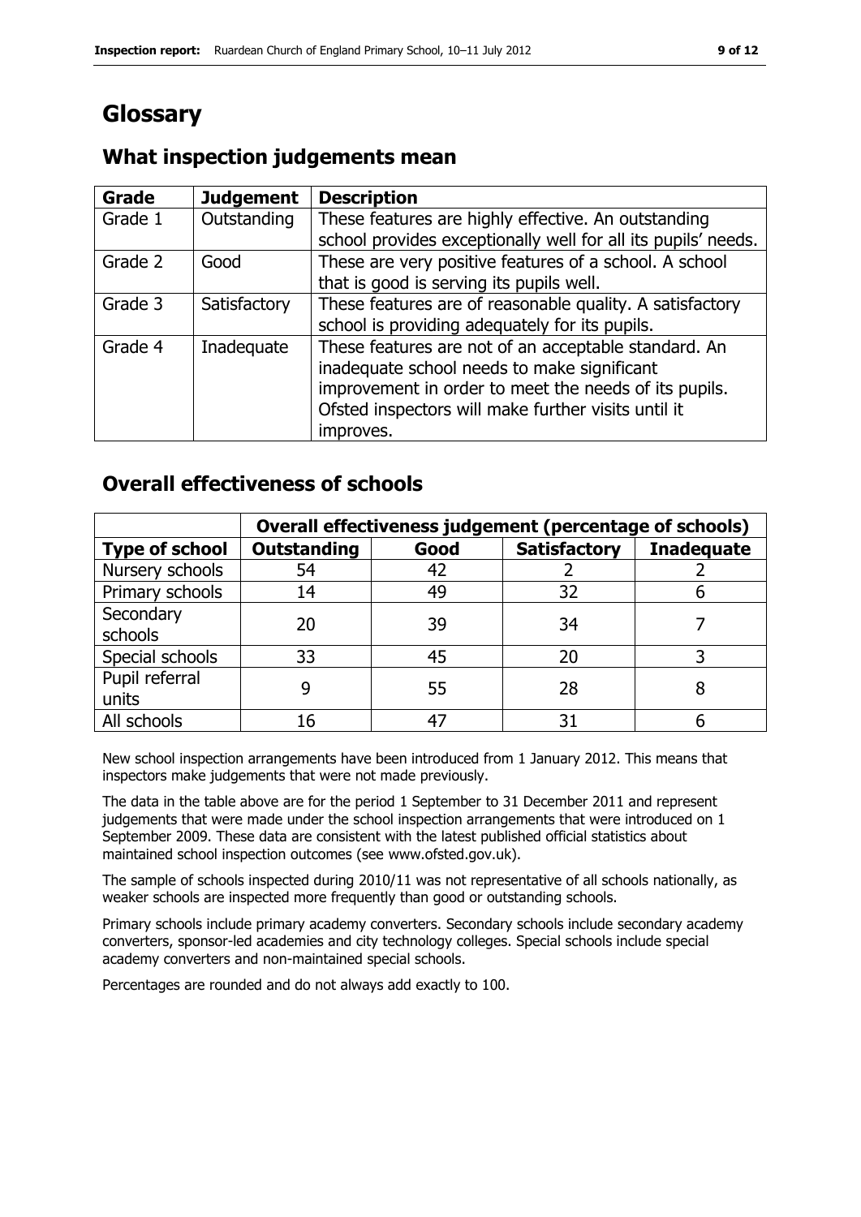# Glossary

## What inspection judgements mean

| Grade | Judgement | Description |
| --- | --- | --- |
| Grade 1 | Outstanding | These features are highly effective. An outstanding school provides exceptionally well for all its pupils' needs. |
| Grade 2 | Good | These are very positive features of a school. A school that is good is serving its pupils well. |
| Grade 3 | Satisfactory | These features are of reasonable quality. A satisfactory school is providing adequately for its pupils. |
| Grade 4 | Inadequate | These features are not of an acceptable standard. An inadequate school needs to make significant improvement in order to meet the needs of its pupils. Ofsted inspectors will make further visits until it improves. |

## Overall effectiveness of schools

| | Overall effectiveness judgement (percentage of schools) | | | |
| --- | --- | --- | --- | --- |
| **Type of school** | **Outstanding** | **Good** | **Satisfactory** | **Inadequate** |
| Nursery schools | 54 | 42 | 2 | 2 |
| Primary schools | 14 | 49 | 32 | 6 |
| Secondary schools | 20 | 39 | 34 | 7 |
| Special schools | 33 | 45 | 20 | 3 |
| Pupil referral units | 9 | 55 | 28 | 8 |
| All schools | 16 | 47 | 31 | 6 |

New school inspection arrangements have been introduced from 1 January 2012. This means that inspectors make judgements that were not made previously.

The data in the table above are for the period 1 September to 31 December 2011 and represent judgements that were made under the school inspection arrangements that were introduced on 1 September 2009. These data are consistent with the latest published official statistics about maintained school inspection outcomes (see www.ofsted.gov.uk).

The sample of schools inspected during 2010/11 was not representative of all schools nationally, as weaker schools are inspected more frequently than good or outstanding schools.

Primary schools include primary academy converters. Secondary schools include secondary academy converters, sponsor-led academies and city technology colleges. Special schools include special academy converters and non-maintained special schools.

Percentages are rounded and do not always add exactly to 100.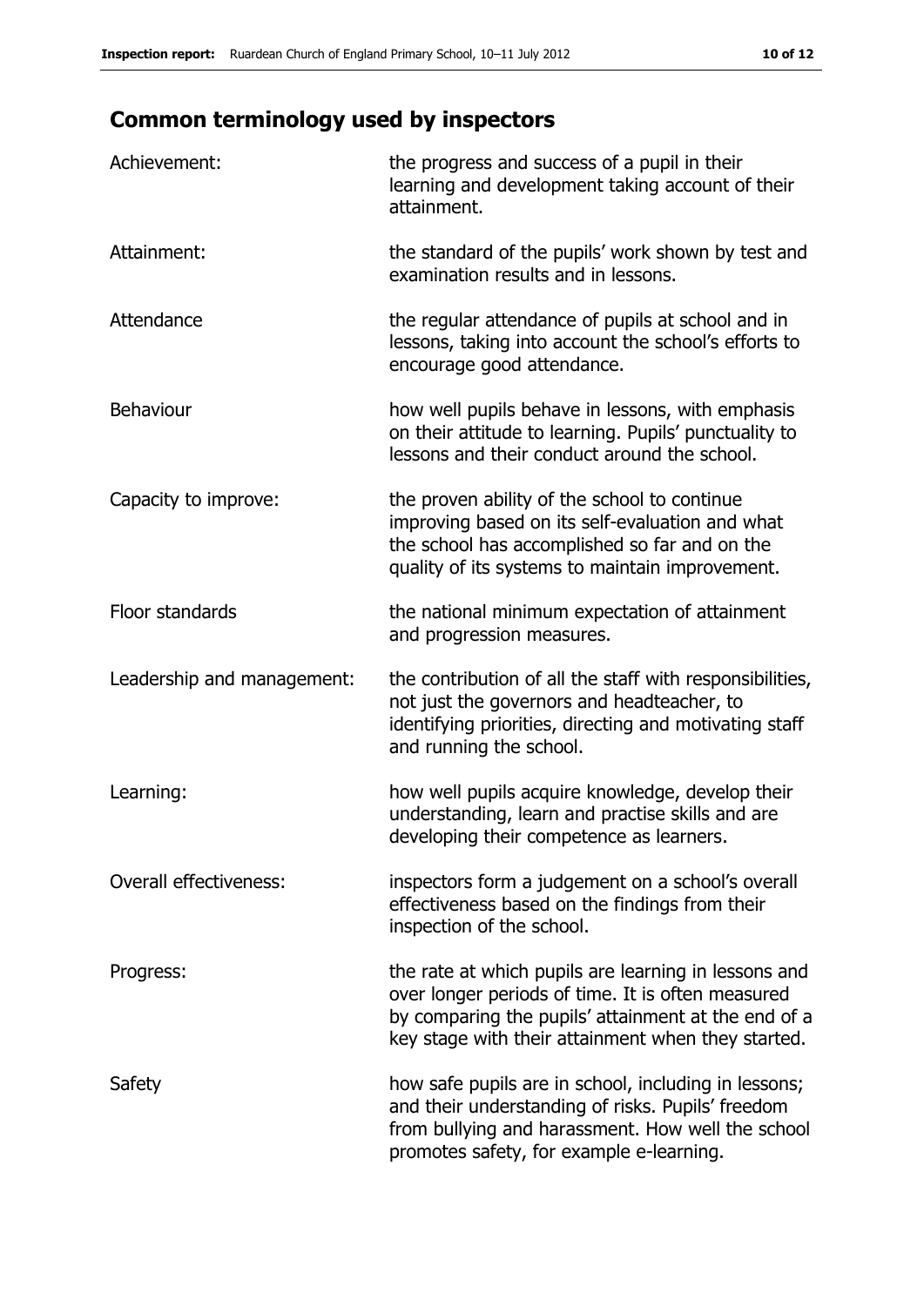## Common terminology used by inspectors

| | |
|---|---|
| Achievement: | the progress and success of a pupil in their learning and development taking account of their attainment. |
| Attainment: | the standard of the pupils' work shown by test and examination results and in lessons. |
| Attendance | the regular attendance of pupils at school and in lessons, taking into account the school's efforts to encourage good attendance. |
| Behaviour | how well pupils behave in lessons, with emphasis on their attitude to learning. Pupils' punctuality to lessons and their conduct around the school. |
| Capacity to improve: | the proven ability of the school to continue improving based on its self-evaluation and what the school has accomplished so far and on the quality of its systems to maintain improvement. |
| Floor standards | the national minimum expectation of attainment and progression measures. |
| Leadership and management: | the contribution of all the staff with responsibilities, not just the governors and headteacher, to identifying priorities, directing and motivating staff and running the school. |
| Learning: | how well pupils acquire knowledge, develop their understanding, learn and practise skills and are developing their competence as learners. |
| Overall effectiveness: | inspectors form a judgement on a school's overall effectiveness based on the findings from their inspection of the school. |
| Progress: | the rate at which pupils are learning in lessons and over longer periods of time. It is often measured by comparing the pupils' attainment at the end of a key stage with their attainment when they started. |
| Safety | how safe pupils are in school, including in lessons; and their understanding of risks. Pupils' freedom from bullying and harassment. How well the school promotes safety, for example e-learning. |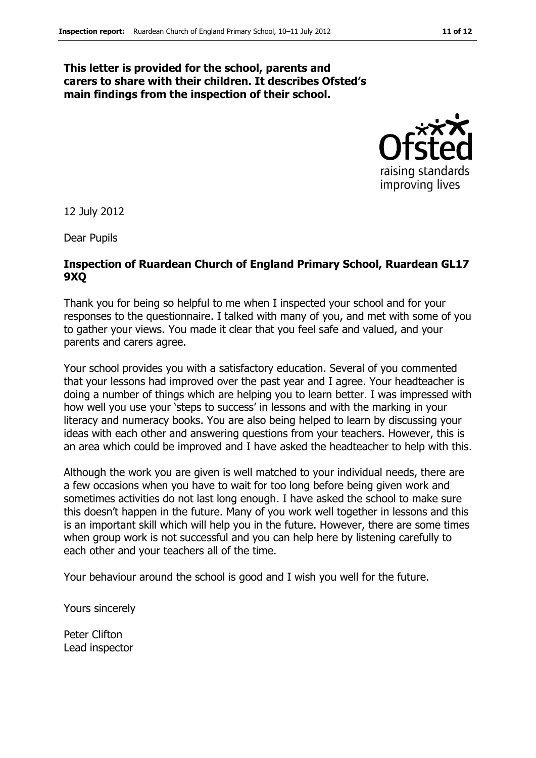**This letter is provided for the school, parents and carers to share with their children. It describes Ofsted's main findings from the inspection of their school.**

12 July 2012

Dear Pupils

**Inspection of Ruardean Church of England Primary School, Ruardean GL17 9XQ**

Thank you for being so helpful to me when I inspected your school and for your responses to the questionnaire. I talked with many of you, and met with some of you to gather your views. You made it clear that you feel safe and valued, and your parents and carers agree.

Your school provides you with a satisfactory education. Several of you commented that your lessons had improved over the past year and I agree. Your headteacher is doing a number of things which are helping you to learn better. I was impressed with how well you use your 'steps to success' in lessons and with the marking in your literacy and numeracy books. You are also being helped to learn by discussing your ideas with each other and answering questions from your teachers. However, this is an area which could be improved and I have asked the headteacher to help with this.

Although the work you are given is well matched to your individual needs, there are a few occasions when you have to wait for too long before being given work and sometimes activities do not last long enough. I have asked the school to make sure this doesn't happen in the future. Many of you work well together in lessons and this is an important skill which will help you in the future. However, there are some times when group work is not successful and you can help here by listening carefully to each other and your teachers all of the time.

Your behaviour around the school is good and I wish you well for the future.

Yours sincerely

Peter Clifton
Lead inspector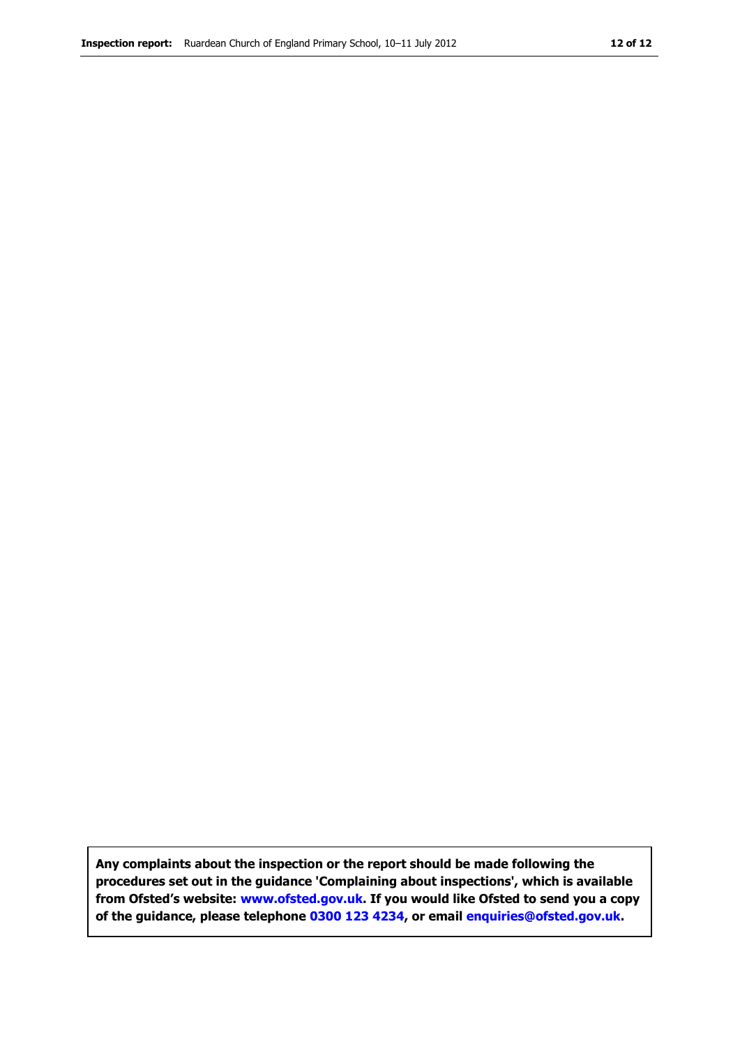**Any complaints about the inspection or the report should be made following the procedures set out in the guidance 'Complaining about inspections', which is available from Ofsted's website: www.ofsted.gov.uk. If you would like Ofsted to send you a copy of the guidance, please telephone 0300 123 4234, or email enquiries@ofsted.gov.uk.**